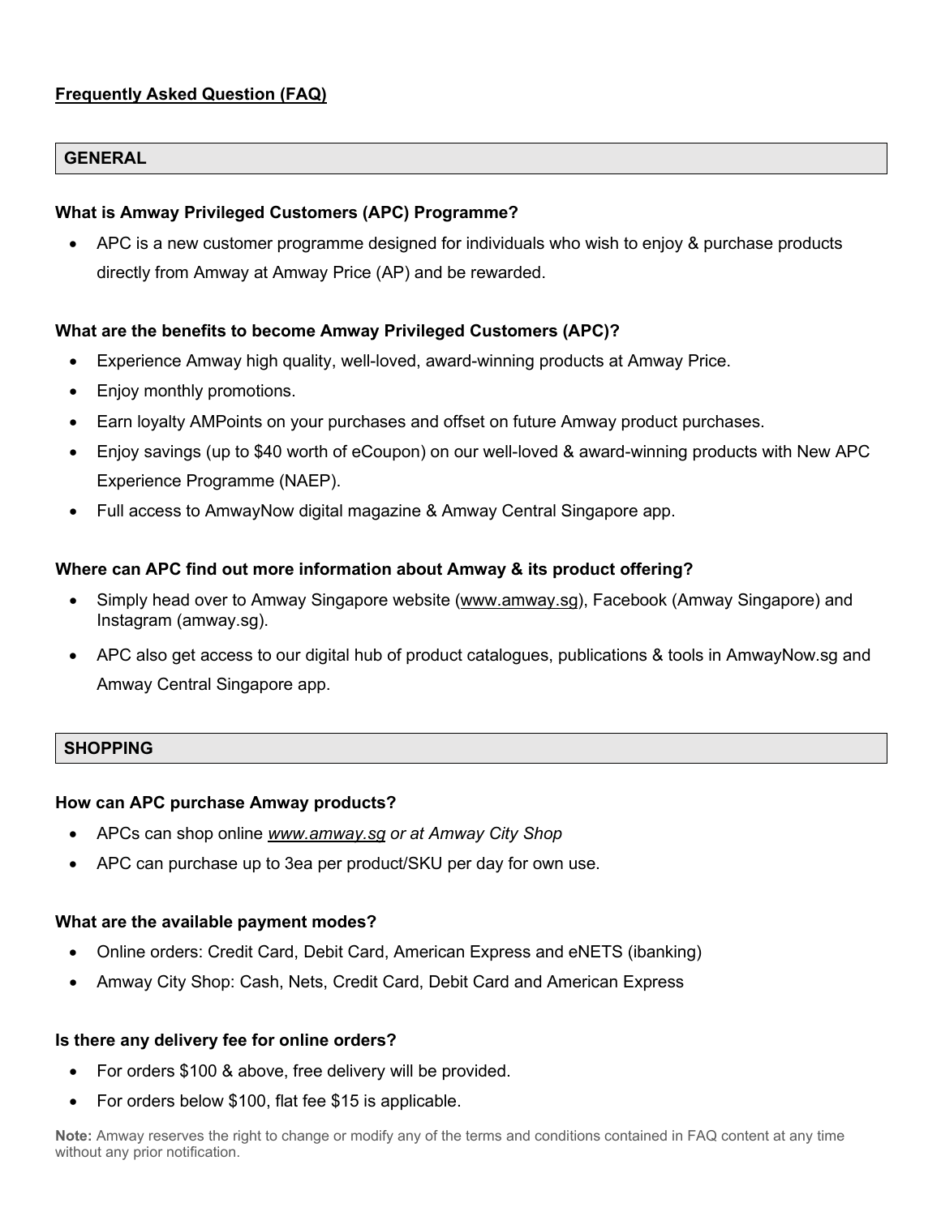# Frequently Asked Question (FAQ)

## GENERAL

### What is Amway Privileged Customers (APC) Programme?

- APC is a new customer programme designed for individuals who wish to enjoy & purchase products directly from Amway at Amway Price (AP) and be rewarded.

### What are the benefits to become Amway Privileged Customers (APC)?

- Experience Amway high quality, well-loved, award-winning products at Amway Price.
- Enjoy monthly promotions.
- Earn loyalty AMPoints on your purchases and offset on future Amway product purchases.
- Enjoy savings (up to $40 worth of eCoupon) on our well-loved & award-winning products with New APC Experience Programme (NAEP).
- Full access to AmwayNow digital magazine & Amway Central Singapore app.

### Where can APC find out more information about Amway & its product offering?

- Simply head over to Amway Singapore website (www.amway.sg), Facebook (Amway Singapore) and Instagram (amway.sg).
- APC also get access to our digital hub of product catalogues, publications & tools in AmwayNow.sg and Amway Central Singapore app.

## SHOPPING

### How can APC purchase Amway products?

- APCs can shop online *www.amway.sg or at Amway City Shop*
- APC can purchase up to 3ea per product/SKU per day for own use.

### What are the available payment modes?

- Online orders: Credit Card, Debit Card, American Express and eNETS (ibanking)
- Amway City Shop: Cash, Nets, Credit Card, Debit Card and American Express

### Is there any delivery fee for online orders?

- For orders $100 & above, free delivery will be provided.
- For orders below $100, flat fee $15 is applicable.

**Note:** Amway reserves the right to change or modify any of the terms and conditions contained in FAQ content at any time without any prior notification.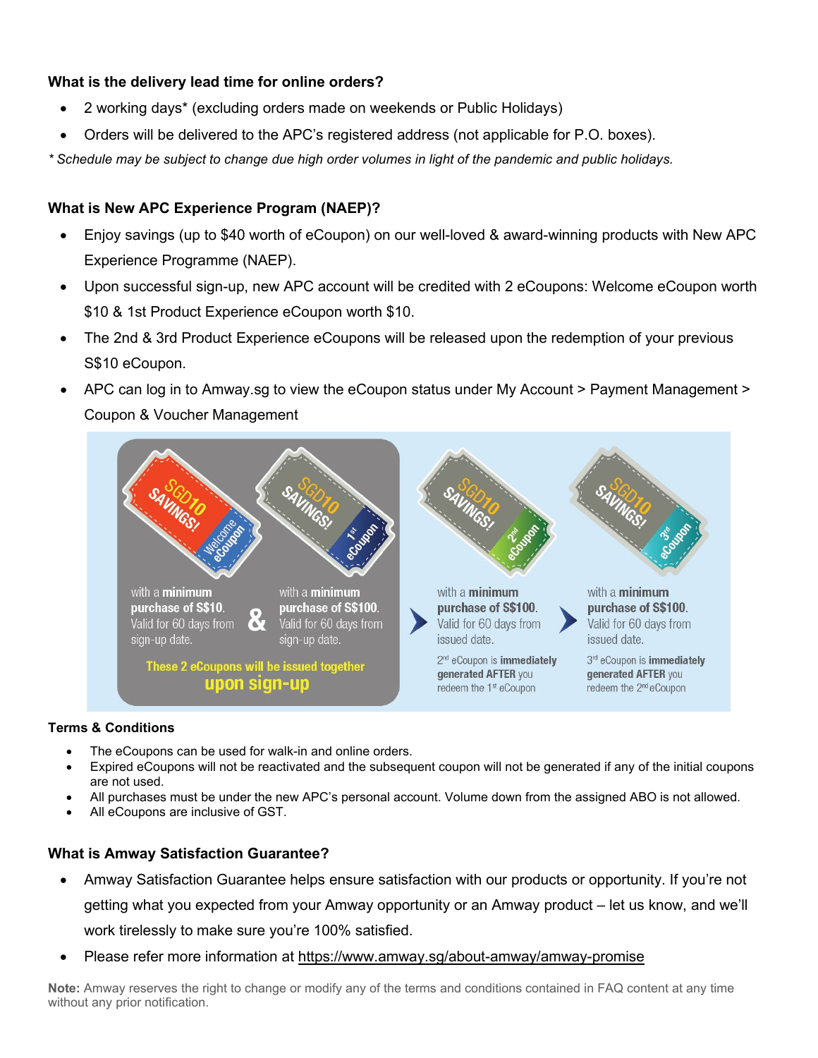**What is the delivery lead time for online orders?**

- 2 working days* (excluding orders made on weekends or Public Holidays)
- Orders will be delivered to the APC's registered address (not applicable for P.O. boxes).

*\* Schedule may be subject to change due high order volumes in light of the pandemic and public holidays.*

**What is New APC Experience Program (NAEP)?**

- Enjoy savings (up to $40 worth of eCoupon) on our well-loved & award-winning products with New APC Experience Programme (NAEP).
- Upon successful sign-up, new APC account will be credited with 2 eCoupons: Welcome eCoupon worth $10 & 1st Product Experience eCoupon worth $10.
- The 2nd & 3rd Product Experience eCoupons will be released upon the redemption of your previous S$10 eCoupon.
- APC can log in to Amway.sg to view the eCoupon status under My Account > Payment Management > Coupon & Voucher Management

SGD10 SAVINGS! Welcome eCoupon — with a **minimum purchase of S$10**. Valid for 60 days from sign-up date.

&

SGD10 SAVINGS! 1st eCoupon — with a **minimum purchase of S$100**. Valid for 60 days from sign-up date.

**These 2 eCoupons will be issued together upon sign-up**

SGD10 SAVINGS! 2nd eCoupon — with a **minimum purchase of S$100**. Valid for 60 days from issued date.
2nd eCoupon is **immediately generated AFTER** you redeem the 1st eCoupon

SGD10 SAVINGS! 3rd eCoupon — with a **minimum purchase of S$100**. Valid for 60 days from issued date.
3rd eCoupon is **immediately generated AFTER** you redeem the 2nd eCoupon

**Terms & Conditions**

- The eCoupons can be used for walk-in and online orders.
- Expired eCoupons will not be reactivated and the subsequent coupon will not be generated if any of the initial coupons are not used.
- All purchases must be under the new APC's personal account. Volume down from the assigned ABO is not allowed.
- All eCoupons are inclusive of GST.

**What is Amway Satisfaction Guarantee?**

- Amway Satisfaction Guarantee helps ensure satisfaction with our products or opportunity. If you're not getting what you expected from your Amway opportunity or an Amway product – let us know, and we'll work tirelessly to make sure you're 100% satisfied.
- Please refer more information at https://www.amway.sg/about-amway/amway-promise

**Note:** Amway reserves the right to change or modify any of the terms and conditions contained in FAQ content at any time without any prior notification.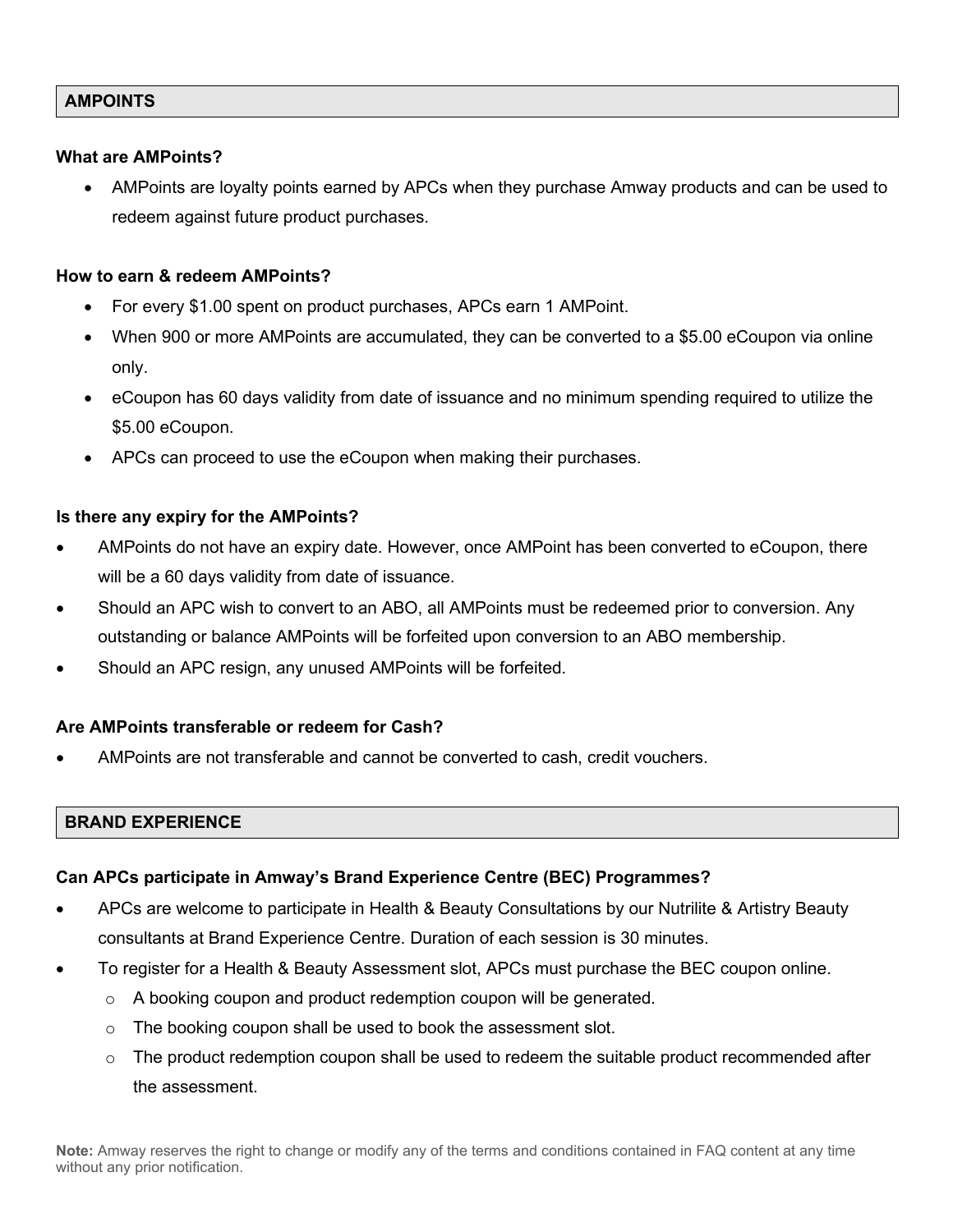## AMPOINTS

### What are AMPoints?

- AMPoints are loyalty points earned by APCs when they purchase Amway products and can be used to redeem against future product purchases.

### How to earn & redeem AMPoints?

- For every $1.00 spent on product purchases, APCs earn 1 AMPoint.
- When 900 or more AMPoints are accumulated, they can be converted to a $5.00 eCoupon via online only.
- eCoupon has 60 days validity from date of issuance and no minimum spending required to utilize the $5.00 eCoupon.
- APCs can proceed to use the eCoupon when making their purchases.

### Is there any expiry for the AMPoints?

- AMPoints do not have an expiry date. However, once AMPoint has been converted to eCoupon, there will be a 60 days validity from date of issuance.
- Should an APC wish to convert to an ABO, all AMPoints must be redeemed prior to conversion. Any outstanding or balance AMPoints will be forfeited upon conversion to an ABO membership.
- Should an APC resign, any unused AMPoints will be forfeited.

### Are AMPoints transferable or redeem for Cash?

- AMPoints are not transferable and cannot be converted to cash, credit vouchers.

## BRAND EXPERIENCE

### Can APCs participate in Amway's Brand Experience Centre (BEC) Programmes?

- APCs are welcome to participate in Health & Beauty Consultations by our Nutrilite & Artistry Beauty consultants at Brand Experience Centre. Duration of each session is 30 minutes.
- To register for a Health & Beauty Assessment slot, APCs must purchase the BEC coupon online.
  - A booking coupon and product redemption coupon will be generated.
  - The booking coupon shall be used to book the assessment slot.
  - The product redemption coupon shall be used to redeem the suitable product recommended after the assessment.

**Note:** Amway reserves the right to change or modify any of the terms and conditions contained in FAQ content at any time without any prior notification.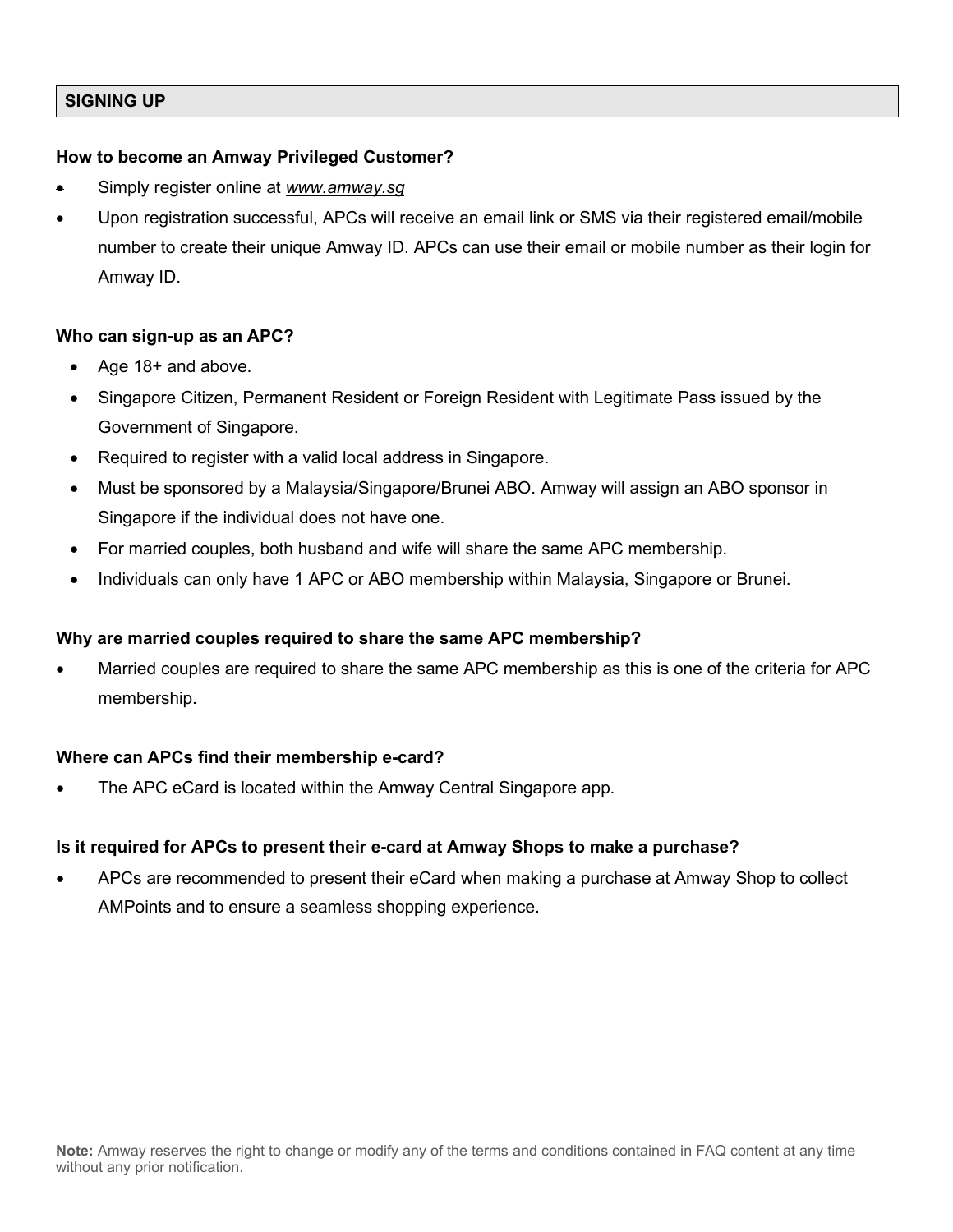## SIGNING UP

**How to become an Amway Privileged Customer?**

- Simply register online at *www.amway.sg*
- Upon registration successful, APCs will receive an email link or SMS via their registered email/mobile number to create their unique Amway ID. APCs can use their email or mobile number as their login for Amway ID.

**Who can sign-up as an APC?**

- Age 18+ and above.
- Singapore Citizen, Permanent Resident or Foreign Resident with Legitimate Pass issued by the Government of Singapore.
- Required to register with a valid local address in Singapore.
- Must be sponsored by a Malaysia/Singapore/Brunei ABO. Amway will assign an ABO sponsor in Singapore if the individual does not have one.
- For married couples, both husband and wife will share the same APC membership.
- Individuals can only have 1 APC or ABO membership within Malaysia, Singapore or Brunei.

**Why are married couples required to share the same APC membership?**

- Married couples are required to share the same APC membership as this is one of the criteria for APC membership.

**Where can APCs find their membership e-card?**

- The APC eCard is located within the Amway Central Singapore app.

**Is it required for APCs to present their e-card at Amway Shops to make a purchase?**

- APCs are recommended to present their eCard when making a purchase at Amway Shop to collect AMPoints and to ensure a seamless shopping experience.

**Note:** Amway reserves the right to change or modify any of the terms and conditions contained in FAQ content at any time without any prior notification.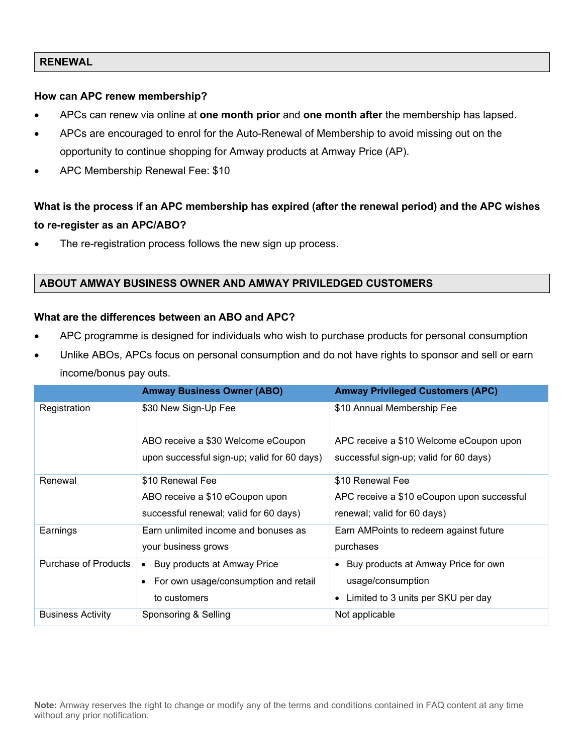## RENEWAL

**How can APC renew membership?**

- APCs can renew via online at **one month prior** and **one month after** the membership has lapsed.
- APCs are encouraged to enrol for the Auto-Renewal of Membership to avoid missing out on the opportunity to continue shopping for Amway products at Amway Price (AP).
- APC Membership Renewal Fee: $10

**What is the process if an APC membership has expired (after the renewal period) and the APC wishes to re-register as an APC/ABO?**

- The re-registration process follows the new sign up process.

## ABOUT AMWAY BUSINESS OWNER AND AMWAY PRIVILEDGED CUSTOMERS

**What are the differences between an ABO and APC?**

- APC programme is designed for individuals who wish to purchase products for personal consumption
- Unlike ABOs, APCs focus on personal consumption and do not have rights to sponsor and sell or earn income/bonus pay outs.

| | Amway Business Owner (ABO) | Amway Privileged Customers (APC) |
|---|---|---|
| Registration | $30 New Sign-Up Fee<br><br>ABO receive a $30 Welcome eCoupon upon successful sign-up; valid for 60 days) | $10 Annual Membership Fee<br><br>APC receive a $10 Welcome eCoupon upon successful sign-up; valid for 60 days) |
| Renewal | $10 Renewal Fee<br>ABO receive a $10 eCoupon upon successful renewal; valid for 60 days) | $10 Renewal Fee<br>APC receive a $10 eCoupon upon successful renewal; valid for 60 days) |
| Earnings | Earn unlimited income and bonuses as your business grows | Earn AMPoints to redeem against future purchases |
| Purchase of Products | • Buy products at Amway Price<br>• For own usage/consumption and retail to customers | • Buy products at Amway Price for own usage/consumption<br>• Limited to 3 units per SKU per day |
| Business Activity | Sponsoring & Selling | Not applicable |

**Note:** Amway reserves the right to change or modify any of the terms and conditions contained in FAQ content at any time without any prior notification.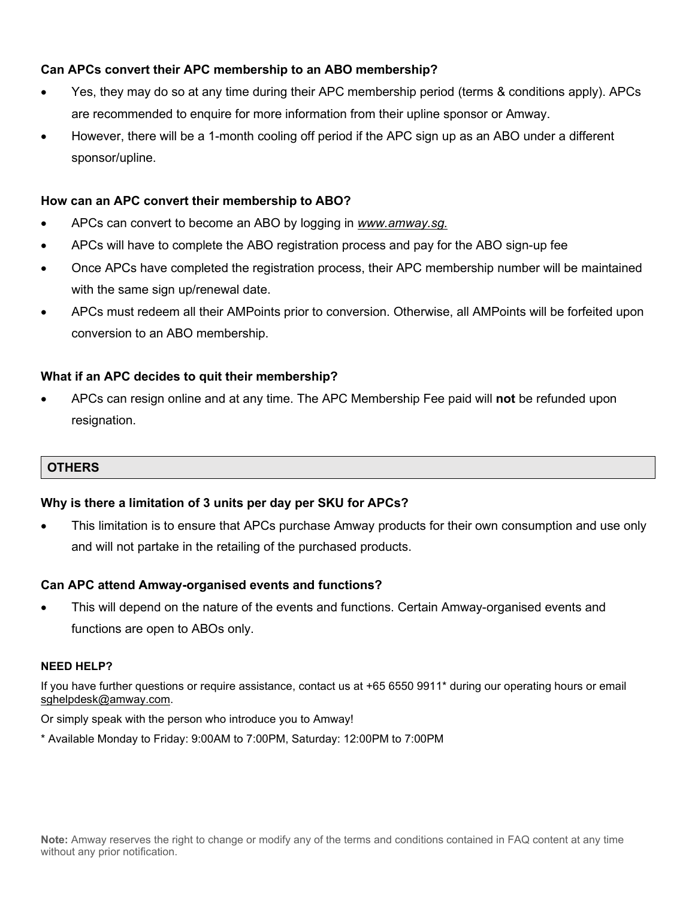**Can APCs convert their APC membership to an ABO membership?**

- Yes, they may do so at any time during their APC membership period (terms & conditions apply). APCs are recommended to enquire for more information from their upline sponsor or Amway.
- However, there will be a 1-month cooling off period if the APC sign up as an ABO under a different sponsor/upline.

**How can an APC convert their membership to ABO?**

- APCs can convert to become an ABO by logging in *www.amway.sg.*
- APCs will have to complete the ABO registration process and pay for the ABO sign-up fee
- Once APCs have completed the registration process, their APC membership number will be maintained with the same sign up/renewal date.
- APCs must redeem all their AMPoints prior to conversion. Otherwise, all AMPoints will be forfeited upon conversion to an ABO membership.

**What if an APC decides to quit their membership?**

- APCs can resign online and at any time. The APC Membership Fee paid will **not** be refunded upon resignation.

## OTHERS

**Why is there a limitation of 3 units per day per SKU for APCs?**

- This limitation is to ensure that APCs purchase Amway products for their own consumption and use only and will not partake in the retailing of the purchased products.

**Can APC attend Amway-organised events and functions?**

- This will depend on the nature of the events and functions. Certain Amway-organised events and functions are open to ABOs only.

**NEED HELP?**

If you have further questions or require assistance, contact us at +65 6550 9911* during our operating hours or email sghelpdesk@amway.com.

Or simply speak with the person who introduce you to Amway!

* Available Monday to Friday: 9:00AM to 7:00PM, Saturday: 12:00PM to 7:00PM

**Note:** Amway reserves the right to change or modify any of the terms and conditions contained in FAQ content at any time without any prior notification.